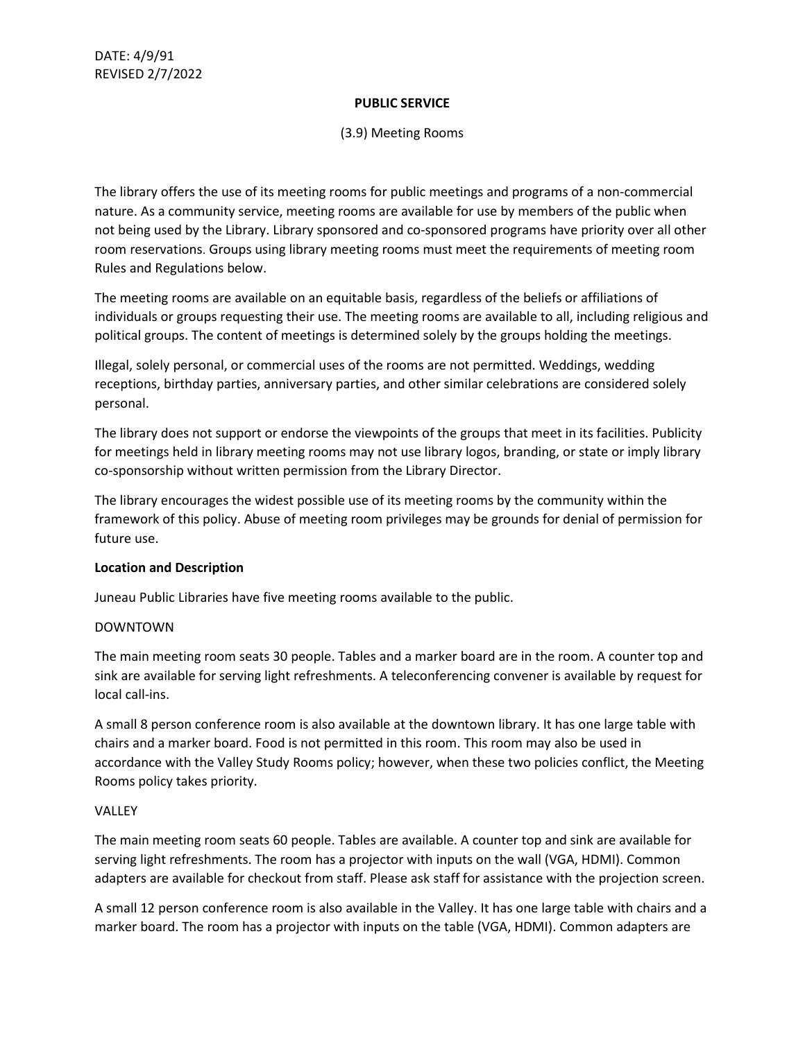DATE: 4/9/91
REVISED 2/7/2022

**PUBLIC SERVICE**

(3.9) Meeting Rooms

The library offers the use of its meeting rooms for public meetings and programs of a non-commercial nature. As a community service, meeting rooms are available for use by members of the public when not being used by the Library. Library sponsored and co-sponsored programs have priority over all other room reservations. Groups using library meeting rooms must meet the requirements of meeting room Rules and Regulations below.

The meeting rooms are available on an equitable basis, regardless of the beliefs or affiliations of individuals or groups requesting their use. The meeting rooms are available to all, including religious and political groups. The content of meetings is determined solely by the groups holding the meetings.

Illegal, solely personal, or commercial uses of the rooms are not permitted. Weddings, wedding receptions, birthday parties, anniversary parties, and other similar celebrations are considered solely personal.

The library does not support or endorse the viewpoints of the groups that meet in its facilities. Publicity for meetings held in library meeting rooms may not use library logos, branding, or state or imply library co-sponsorship without written permission from the Library Director.

The library encourages the widest possible use of its meeting rooms by the community within the framework of this policy. Abuse of meeting room privileges may be grounds for denial of permission for future use.

**Location and Description**

Juneau Public Libraries have five meeting rooms available to the public.

DOWNTOWN

The main meeting room seats 30 people. Tables and a marker board are in the room. A counter top and sink are available for serving light refreshments. A teleconferencing convener is available by request for local call-ins.

A small 8 person conference room is also available at the downtown library. It has one large table with chairs and a marker board. Food is not permitted in this room. This room may also be used in accordance with the Valley Study Rooms policy; however, when these two policies conflict, the Meeting Rooms policy takes priority.

VALLEY

The main meeting room seats 60 people. Tables are available. A counter top and sink are available for serving light refreshments. The room has a projector with inputs on the wall (VGA, HDMI). Common adapters are available for checkout from staff. Please ask staff for assistance with the projection screen.

A small 12 person conference room is also available in the Valley. It has one large table with chairs and a marker board. The room has a projector with inputs on the table (VGA, HDMI). Common adapters are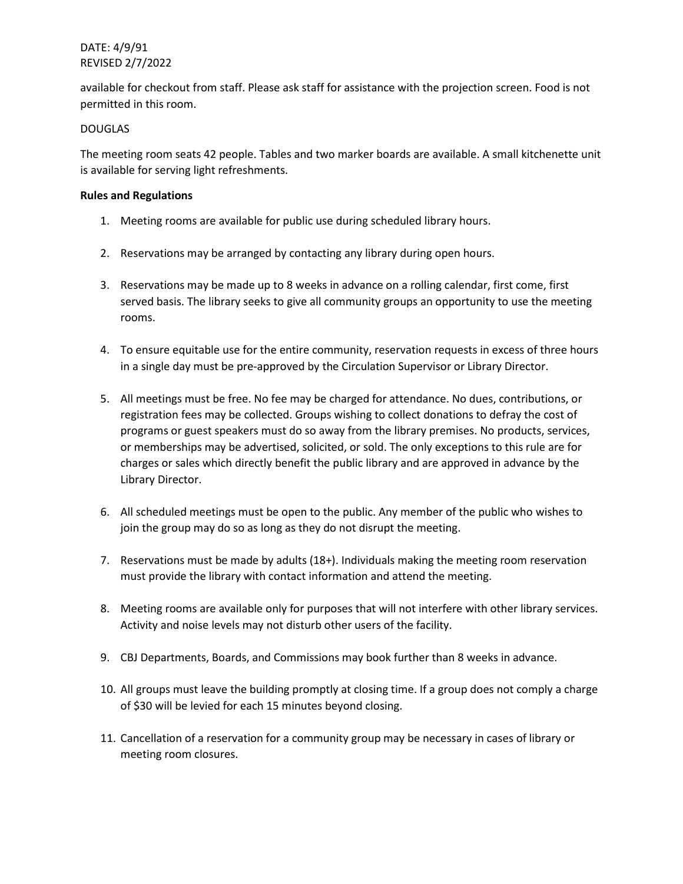available for checkout from staff. Please ask staff for assistance with the projection screen. Food is not permitted in this room.

DOUGLAS

The meeting room seats 42 people. Tables and two marker boards are available. A small kitchenette unit is available for serving light refreshments.

**Rules and Regulations**

1. Meeting rooms are available for public use during scheduled library hours.

2. Reservations may be arranged by contacting any library during open hours.

3. Reservations may be made up to 8 weeks in advance on a rolling calendar, first come, first served basis. The library seeks to give all community groups an opportunity to use the meeting rooms.

4. To ensure equitable use for the entire community, reservation requests in excess of three hours in a single day must be pre-approved by the Circulation Supervisor or Library Director.

5. All meetings must be free. No fee may be charged for attendance. No dues, contributions, or registration fees may be collected. Groups wishing to collect donations to defray the cost of programs or guest speakers must do so away from the library premises. No products, services, or memberships may be advertised, solicited, or sold. The only exceptions to this rule are for charges or sales which directly benefit the public library and are approved in advance by the Library Director.

6. All scheduled meetings must be open to the public. Any member of the public who wishes to join the group may do so as long as they do not disrupt the meeting.

7. Reservations must be made by adults (18+). Individuals making the meeting room reservation must provide the library with contact information and attend the meeting.

8. Meeting rooms are available only for purposes that will not interfere with other library services. Activity and noise levels may not disturb other users of the facility.

9. CBJ Departments, Boards, and Commissions may book further than 8 weeks in advance.

10. All groups must leave the building promptly at closing time. If a group does not comply a charge of $30 will be levied for each 15 minutes beyond closing.

11. Cancellation of a reservation for a community group may be necessary in cases of library or meeting room closures.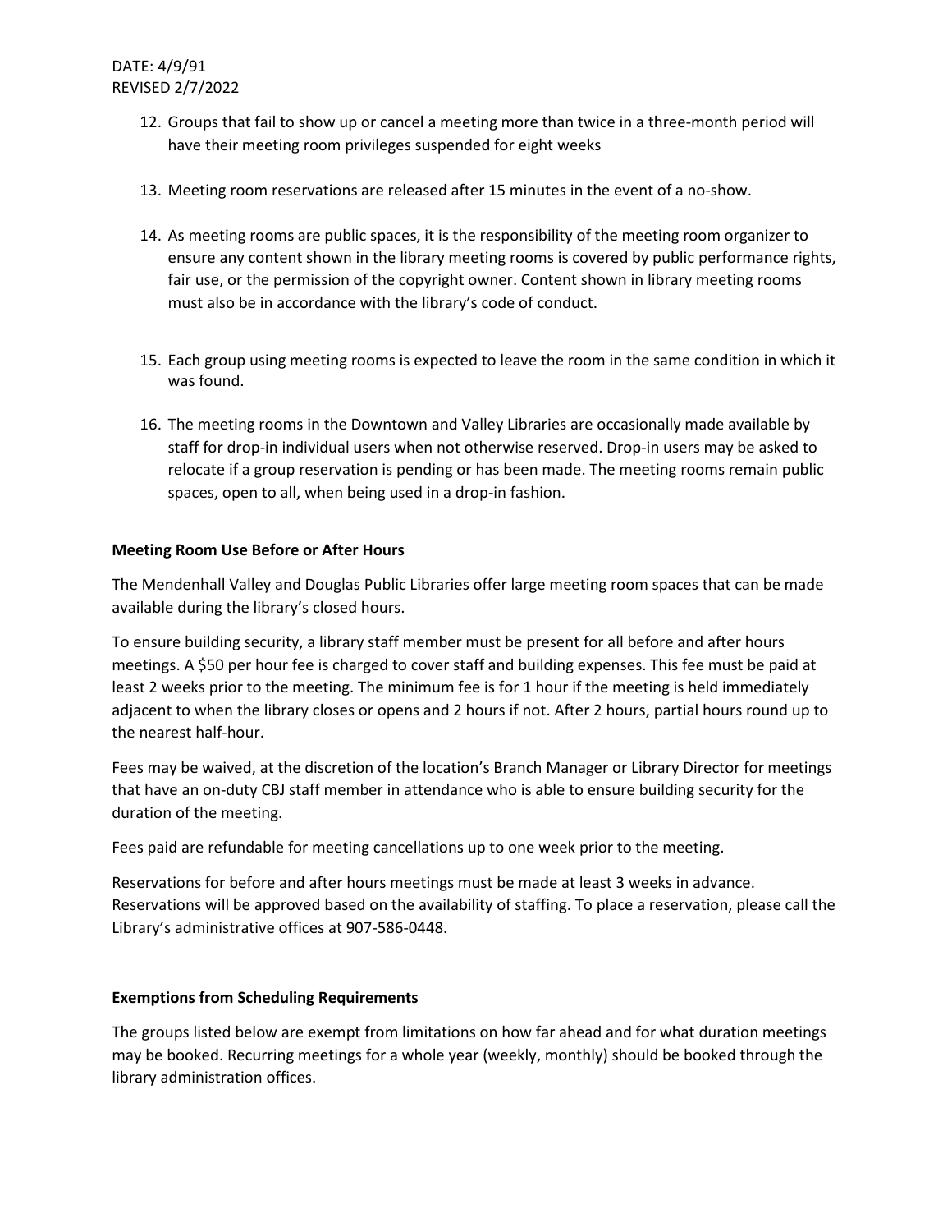12. Groups that fail to show up or cancel a meeting more than twice in a three-month period will have their meeting room privileges suspended for eight weeks

13. Meeting room reservations are released after 15 minutes in the event of a no-show.

14. As meeting rooms are public spaces, it is the responsibility of the meeting room organizer to ensure any content shown in the library meeting rooms is covered by public performance rights, fair use, or the permission of the copyright owner. Content shown in library meeting rooms must also be in accordance with the library's code of conduct.

15. Each group using meeting rooms is expected to leave the room in the same condition in which it was found.

16. The meeting rooms in the Downtown and Valley Libraries are occasionally made available by staff for drop-in individual users when not otherwise reserved. Drop-in users may be asked to relocate if a group reservation is pending or has been made. The meeting rooms remain public spaces, open to all, when being used in a drop-in fashion.

**Meeting Room Use Before or After Hours**

The Mendenhall Valley and Douglas Public Libraries offer large meeting room spaces that can be made available during the library's closed hours.

To ensure building security, a library staff member must be present for all before and after hours meetings. A $50 per hour fee is charged to cover staff and building expenses. This fee must be paid at least 2 weeks prior to the meeting. The minimum fee is for 1 hour if the meeting is held immediately adjacent to when the library closes or opens and 2 hours if not. After 2 hours, partial hours round up to the nearest half-hour.

Fees may be waived, at the discretion of the location's Branch Manager or Library Director for meetings that have an on-duty CBJ staff member in attendance who is able to ensure building security for the duration of the meeting.

Fees paid are refundable for meeting cancellations up to one week prior to the meeting.

Reservations for before and after hours meetings must be made at least 3 weeks in advance. Reservations will be approved based on the availability of staffing. To place a reservation, please call the Library's administrative offices at 907-586-0448.

**Exemptions from Scheduling Requirements**

The groups listed below are exempt from limitations on how far ahead and for what duration meetings may be booked. Recurring meetings for a whole year (weekly, monthly) should be booked through the library administration offices.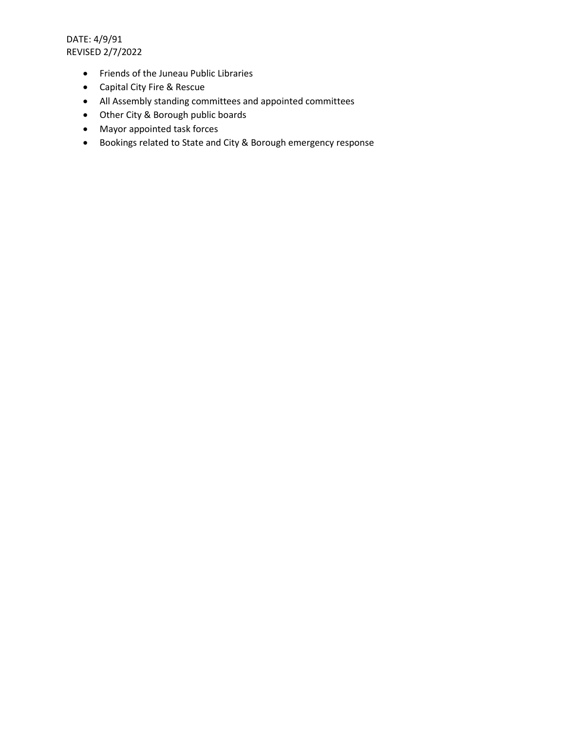DATE: 4/9/91
REVISED 2/7/2022

- Friends of the Juneau Public Libraries
- Capital City Fire & Rescue
- All Assembly standing committees and appointed committees
- Other City & Borough public boards
- Mayor appointed task forces
- Bookings related to State and City & Borough emergency response